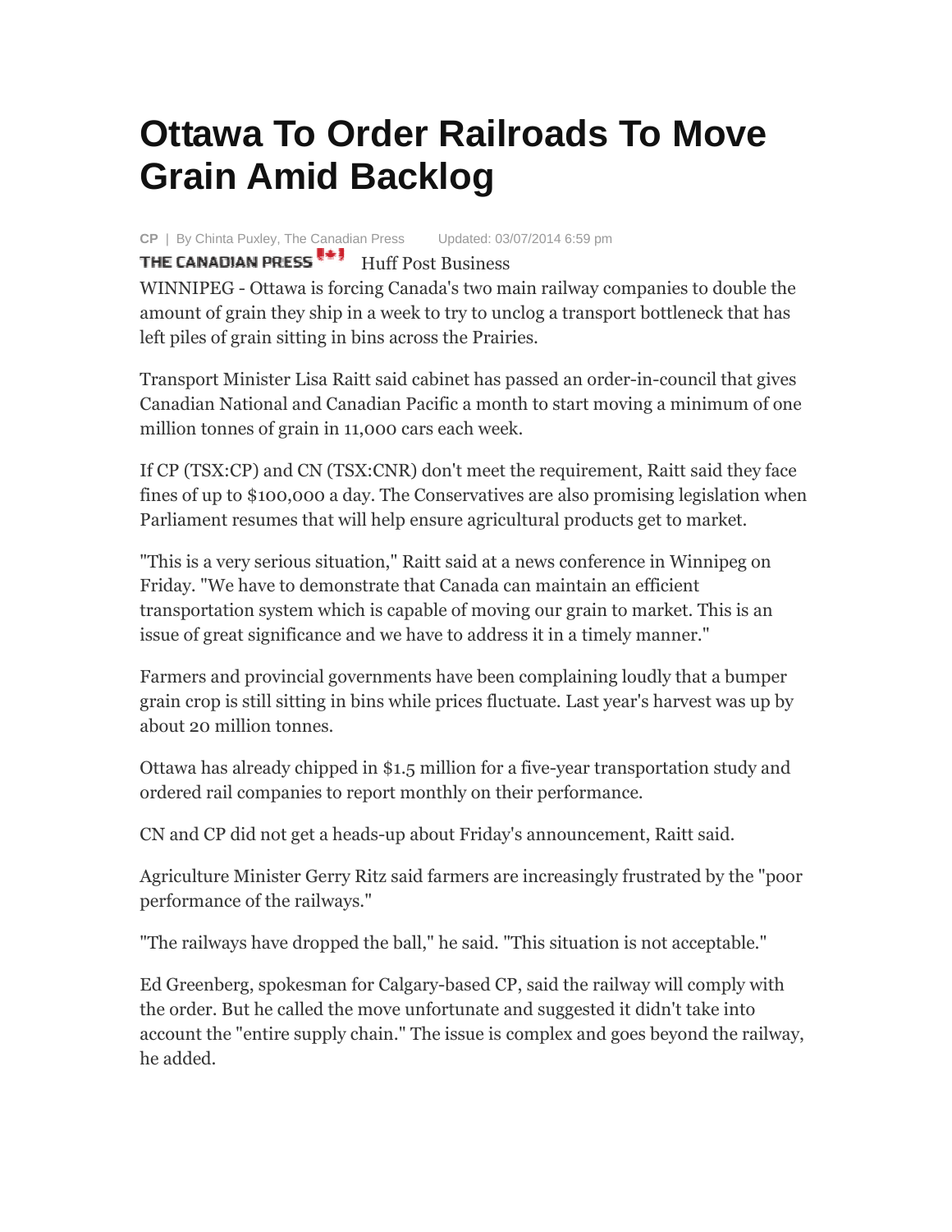# Ottawa To Order Railroads To Move Grain Amid Backlog

CP | By Chinta Puxley, The Canadian Press    Updated: 03/07/2014 6:59 pm

THE CANADIAN PRESS    Huff Post Business

WINNIPEG - Ottawa is forcing Canada's two main railway companies to double the amount of grain they ship in a week to try to unclog a transport bottleneck that has left piles of grain sitting in bins across the Prairies.

Transport Minister Lisa Raitt said cabinet has passed an order-in-council that gives Canadian National and Canadian Pacific a month to start moving a minimum of one million tonnes of grain in 11,000 cars each week.

If CP (TSX:CP) and CN (TSX:CNR) don't meet the requirement, Raitt said they face fines of up to $100,000 a day. The Conservatives are also promising legislation when Parliament resumes that will help ensure agricultural products get to market.

"This is a very serious situation," Raitt said at a news conference in Winnipeg on Friday. "We have to demonstrate that Canada can maintain an efficient transportation system which is capable of moving our grain to market. This is an issue of great significance and we have to address it in a timely manner."

Farmers and provincial governments have been complaining loudly that a bumper grain crop is still sitting in bins while prices fluctuate. Last year's harvest was up by about 20 million tonnes.

Ottawa has already chipped in $1.5 million for a five-year transportation study and ordered rail companies to report monthly on their performance.

CN and CP did not get a heads-up about Friday's announcement, Raitt said.

Agriculture Minister Gerry Ritz said farmers are increasingly frustrated by the "poor performance of the railways."

"The railways have dropped the ball," he said. "This situation is not acceptable."

Ed Greenberg, spokesman for Calgary-based CP, said the railway will comply with the order. But he called the move unfortunate and suggested it didn't take into account the "entire supply chain." The issue is complex and goes beyond the railway, he added.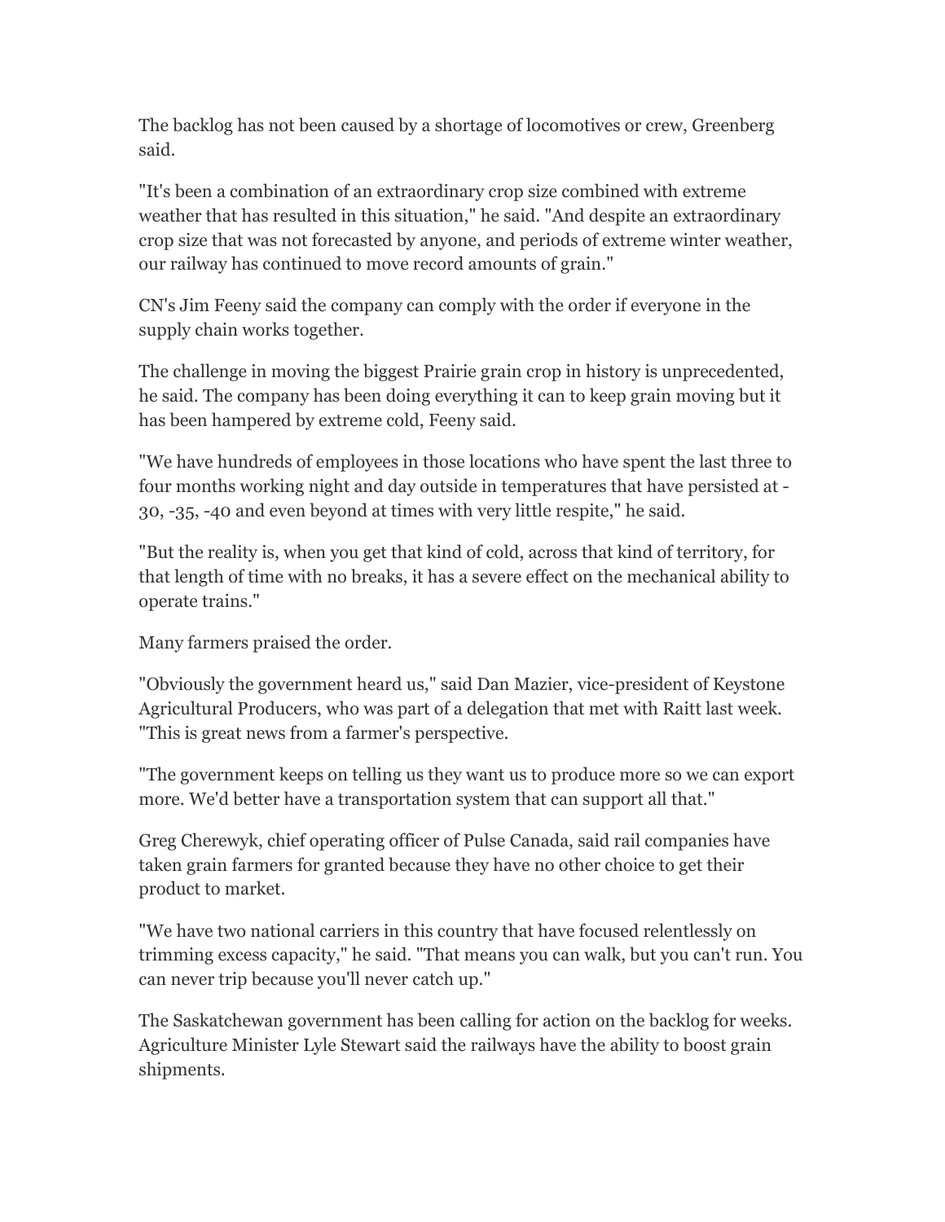The backlog has not been caused by a shortage of locomotives or crew, Greenberg said.

"It's been a combination of an extraordinary crop size combined with extreme weather that has resulted in this situation," he said. "And despite an extraordinary crop size that was not forecasted by anyone, and periods of extreme winter weather, our railway has continued to move record amounts of grain."

CN's Jim Feeny said the company can comply with the order if everyone in the supply chain works together.

The challenge in moving the biggest Prairie grain crop in history is unprecedented, he said. The company has been doing everything it can to keep grain moving but it has been hampered by extreme cold, Feeny said.

"We have hundreds of employees in those locations who have spent the last three to four months working night and day outside in temperatures that have persisted at -30, -35, -40 and even beyond at times with very little respite," he said.

"But the reality is, when you get that kind of cold, across that kind of territory, for that length of time with no breaks, it has a severe effect on the mechanical ability to operate trains."

Many farmers praised the order.

"Obviously the government heard us," said Dan Mazier, vice-president of Keystone Agricultural Producers, who was part of a delegation that met with Raitt last week. "This is great news from a farmer's perspective.

"The government keeps on telling us they want us to produce more so we can export more. We'd better have a transportation system that can support all that."

Greg Cherewyk, chief operating officer of Pulse Canada, said rail companies have taken grain farmers for granted because they have no other choice to get their product to market.

"We have two national carriers in this country that have focused relentlessly on trimming excess capacity," he said. "That means you can walk, but you can't run. You can never trip because you'll never catch up."

The Saskatchewan government has been calling for action on the backlog for weeks. Agriculture Minister Lyle Stewart said the railways have the ability to boost grain shipments.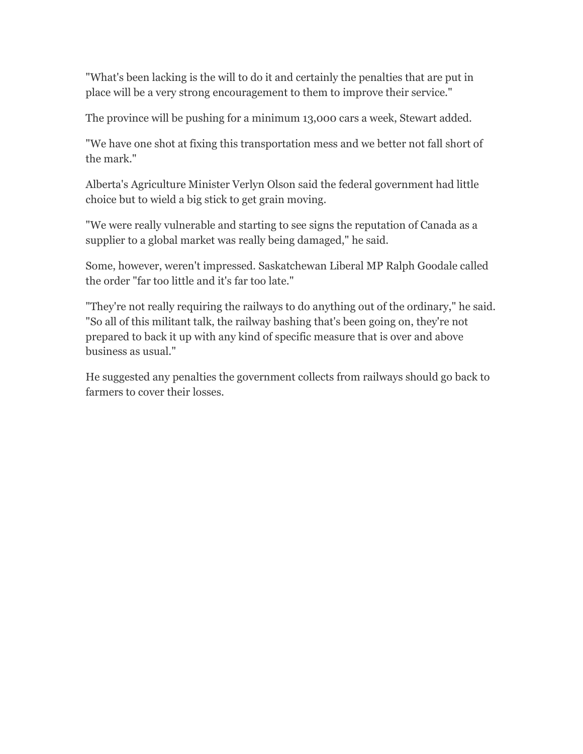"What's been lacking is the will to do it and certainly the penalties that are put in place will be a very strong encouragement to them to improve their service."

The province will be pushing for a minimum 13,000 cars a week, Stewart added.

"We have one shot at fixing this transportation mess and we better not fall short of the mark."

Alberta's Agriculture Minister Verlyn Olson said the federal government had little choice but to wield a big stick to get grain moving.

"We were really vulnerable and starting to see signs the reputation of Canada as a supplier to a global market was really being damaged," he said.

Some, however, weren't impressed. Saskatchewan Liberal MP Ralph Goodale called the order "far too little and it's far too late."

"They're not really requiring the railways to do anything out of the ordinary," he said. "So all of this militant talk, the railway bashing that's been going on, they're not prepared to back it up with any kind of specific measure that is over and above business as usual."

He suggested any penalties the government collects from railways should go back to farmers to cover their losses.